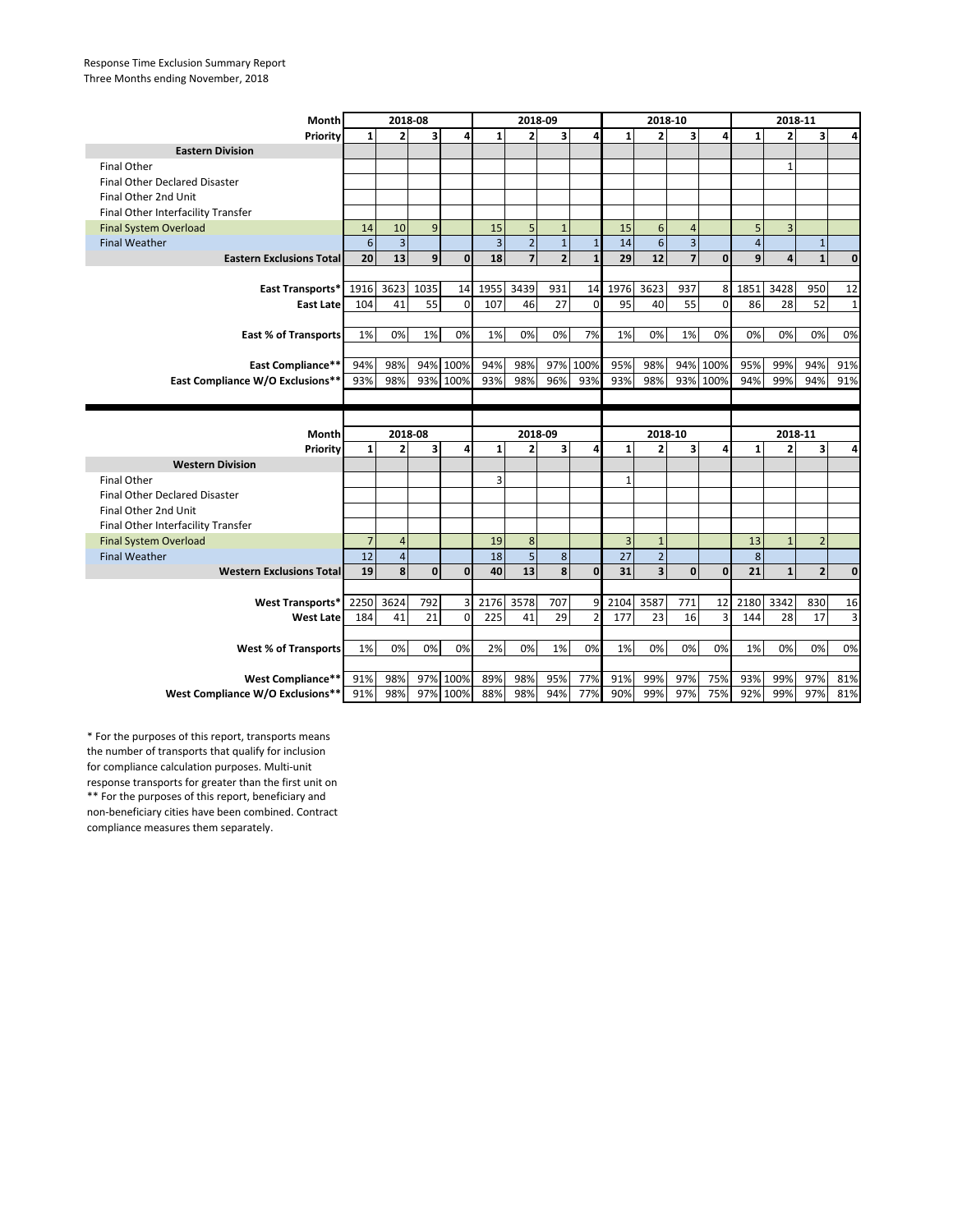Response Time Exclusion Summary Report
Three Months ending November, 2018

| Month | 2018-08 | | | | 2018-09 | | | | 2018-10 | | | | 2018-11 | | | |
|---|---|---|---|---|---|---|---|---|---|---|---|---|---|---|---|---|
| Priority | 1 | 2 | 3 | 4 | 1 | 2 | 3 | 4 | 1 | 2 | 3 | 4 | 1 | 2 | 3 | 4 |
| **Eastern Division** | | | | | | | | | | | | | | | | |
| Final Other | | | | | | | | | | | | | | 1 | | |
| Final Other Declared Disaster | | | | | | | | | | | | | | | | |
| Final Other 2nd Unit | | | | | | | | | | | | | | | | |
| Final Other Interfacility Transfer | | | | | | | | | | | | | | | | |
| Final System Overload | 14 | 10 | 9 | | 15 | 5 | 1 | | 15 | 6 | 4 | | 5 | 3 | | |
| Final Weather | 6 | 3 | | | 3 | 2 | 1 | 1 | 14 | 6 | 3 | | 4 | | 1 | |
| **Eastern Exclusions Total** | **20** | **13** | **9** | **0** | **18** | **7** | **2** | **1** | **29** | **12** | **7** | **0** | **9** | **4** | **1** | **0** |
| | | | | | | | | | | | | | | | | |
| **East Transports*** | 1916 | 3623 | 1035 | 14 | 1955 | 3439 | 931 | 14 | 1976 | 3623 | 937 | 8 | 1851 | 3428 | 950 | 12 |
| **East Late** | 104 | 41 | 55 | 0 | 107 | 46 | 27 | 0 | 95 | 40 | 55 | 0 | 86 | 28 | 52 | 1 |
| | | | | | | | | | | | | | | | | |
| **East % of Transports** | 1% | 0% | 1% | 0% | 1% | 0% | 0% | 7% | 1% | 0% | 1% | 0% | 0% | 0% | 0% | 0% |
| | | | | | | | | | | | | | | | | |
| **East Compliance**** | 94% | 98% | 94% | 100% | 94% | 98% | 97% | 100% | 95% | 98% | 94% | 100% | 95% | 99% | 94% | 91% |
| **East Compliance W/O Exclusions**** | 93% | 98% | 93% | 100% | 93% | 98% | 96% | 93% | 93% | 98% | 93% | 100% | 94% | 99% | 94% | 91% |

| Month | 2018-08 | | | | 2018-09 | | | | 2018-10 | | | | 2018-11 | | | |
|---|---|---|---|---|---|---|---|---|---|---|---|---|---|---|---|---|
| Priority | 1 | 2 | 3 | 4 | 1 | 2 | 3 | 4 | 1 | 2 | 3 | 4 | 1 | 2 | 3 | 4 |
| **Western Division** | | | | | | | | | | | | | | | | |
| Final Other | | | | | 3 | | | | 1 | | | | | | | |
| Final Other Declared Disaster | | | | | | | | | | | | | | | | |
| Final Other 2nd Unit | | | | | | | | | | | | | | | | |
| Final Other Interfacility Transfer | | | | | | | | | | | | | | | | |
| Final System Overload | 7 | 4 | | | 19 | 8 | | | 3 | 1 | | | 13 | 1 | 2 | |
| Final Weather | 12 | 4 | | | 18 | 5 | 8 | | 27 | 2 | | | 8 | | | |
| **Western Exclusions Total** | **19** | **8** | **0** | **0** | **40** | **13** | **8** | **0** | **31** | **3** | **0** | **0** | **21** | **1** | **2** | **0** |
| | | | | | | | | | | | | | | | | |
| **West Transports*** | 2250 | 3624 | 792 | 3 | 2176 | 3578 | 707 | 9 | 2104 | 3587 | 771 | 12 | 2180 | 3342 | 830 | 16 |
| **West Late** | 184 | 41 | 21 | 0 | 225 | 41 | 29 | 2 | 177 | 23 | 16 | 3 | 144 | 28 | 17 | 3 |
| | | | | | | | | | | | | | | | | |
| **West % of Transports** | 1% | 0% | 0% | 0% | 2% | 0% | 1% | 0% | 1% | 0% | 0% | 0% | 1% | 0% | 0% | 0% |
| | | | | | | | | | | | | | | | | |
| **West Compliance**** | 91% | 98% | 97% | 100% | 89% | 98% | 95% | 77% | 91% | 99% | 97% | 75% | 93% | 99% | 97% | 81% |
| **West Compliance W/O Exclusions**** | 91% | 98% | 97% | 100% | 88% | 98% | 94% | 77% | 90% | 99% | 97% | 75% | 92% | 99% | 97% | 81% |

* For the purposes of this report, transports means the number of transports that qualify for inclusion for compliance calculation purposes. Multi-unit response transports for greater than the first unit on
** For the purposes of this report, beneficiary and non-beneficiary cities have been combined. Contract compliance measures them separately.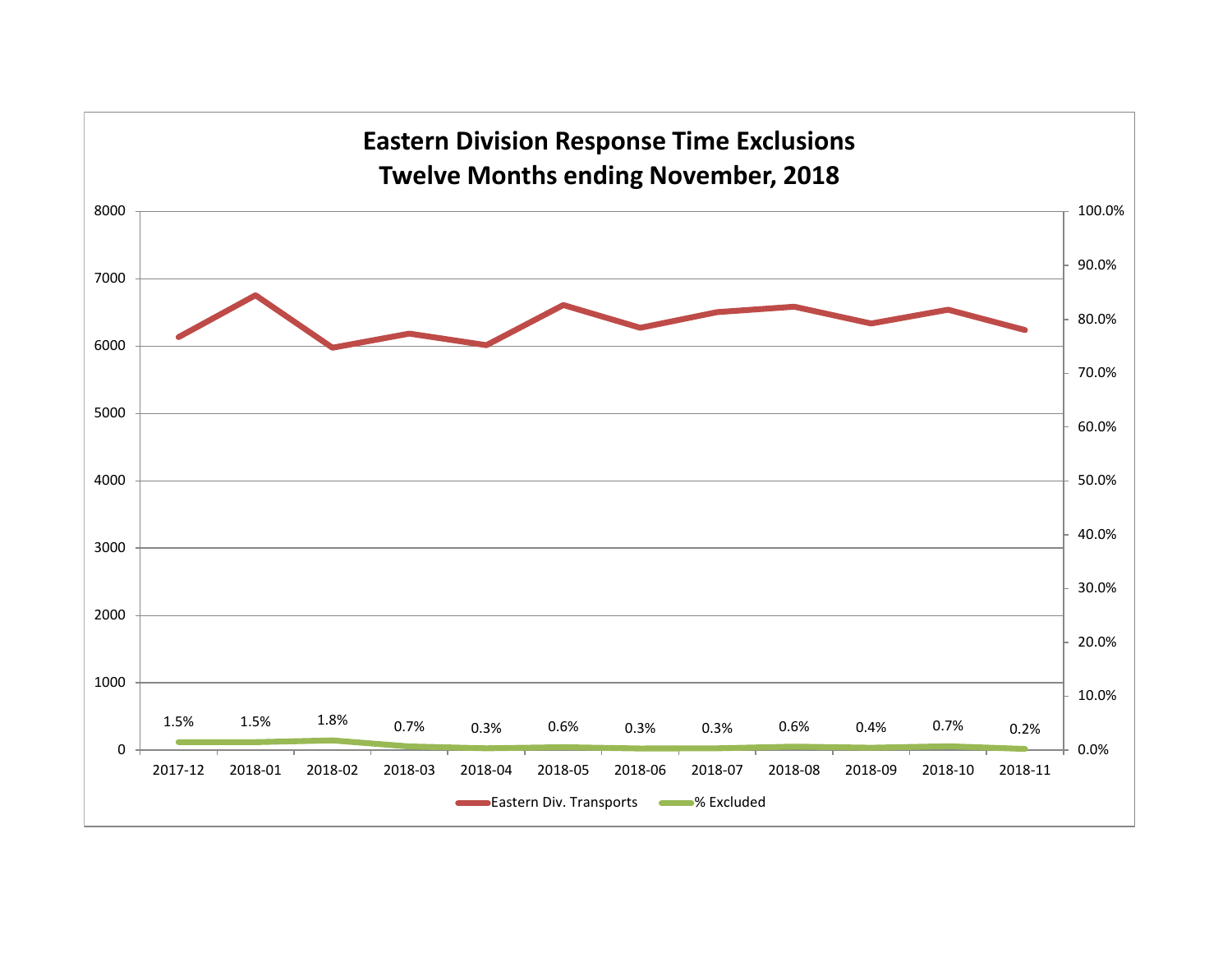## Eastern Division Response Time Exclusions
## Twelve Months ending November, 2018

| Month | % Excluded |
|---|---|
| 2017-12 | 1.5% |
| 2018-01 | 1.5% |
| 2018-02 | 1.8% |
| 2018-03 | 0.7% |
| 2018-04 | 0.3% |
| 2018-05 | 0.6% |
| 2018-06 | 0.3% |
| 2018-07 | 0.3% |
| 2018-08 | 0.6% |
| 2018-09 | 0.4% |
| 2018-10 | 0.7% |
| 2018-11 | 0.2% |

Eastern Div. Transports    % Excluded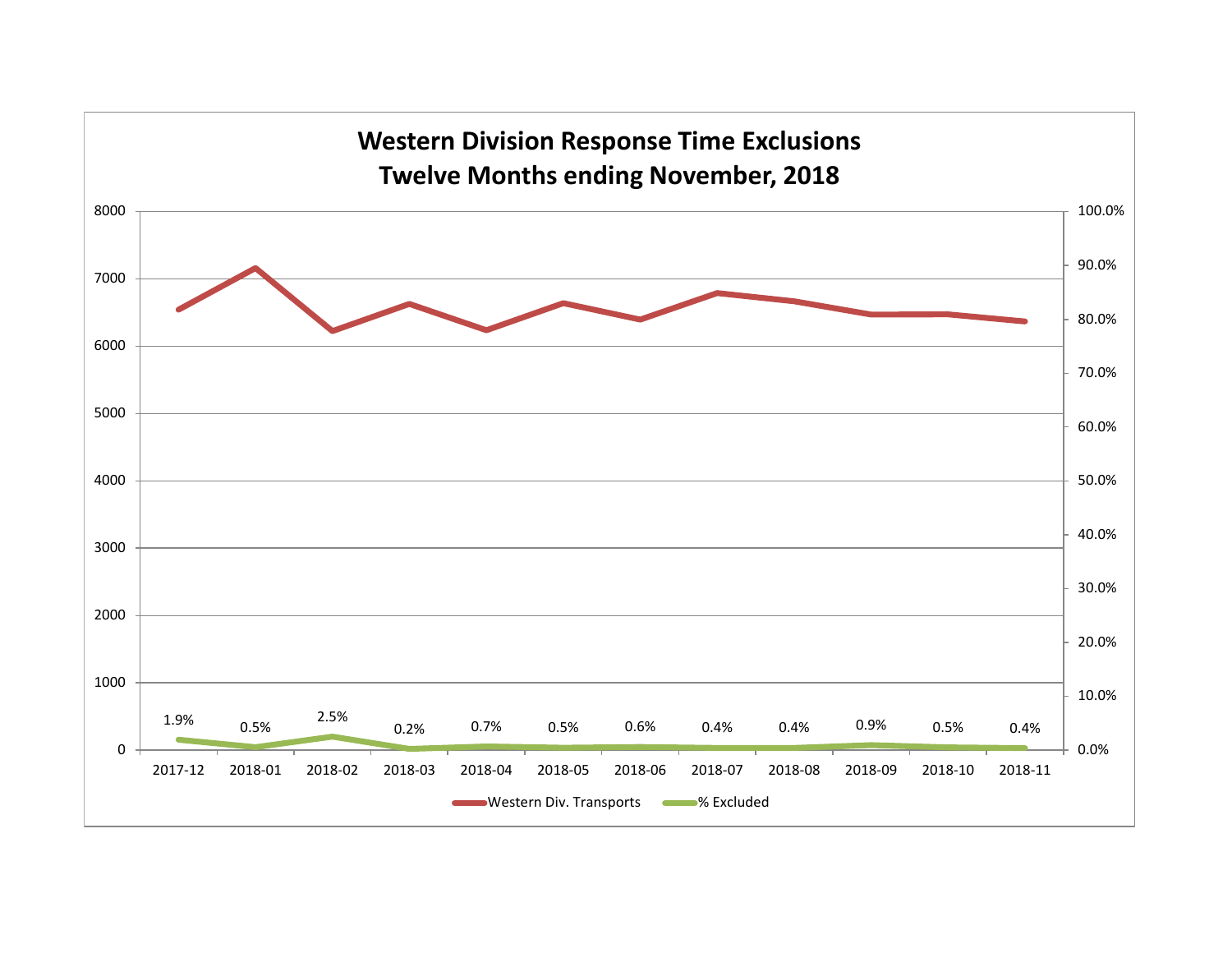# Western Division Response Time Exclusions
## Twelve Months ending November, 2018

8000
7000
6000
5000
4000
3000
2000
1000
0

100.0%
90.0%
80.0%
70.0%
60.0%
50.0%
40.0%
30.0%
20.0%
10.0%
0.0%

1.9% 0.5% 2.5% 0.2% 0.7% 0.5% 0.6% 0.4% 0.4% 0.9% 0.5% 0.4%

2017-12 2018-01 2018-02 2018-03 2018-04 2018-05 2018-06 2018-07 2018-08 2018-09 2018-10 2018-11

Western Div. Transports
% Excluded